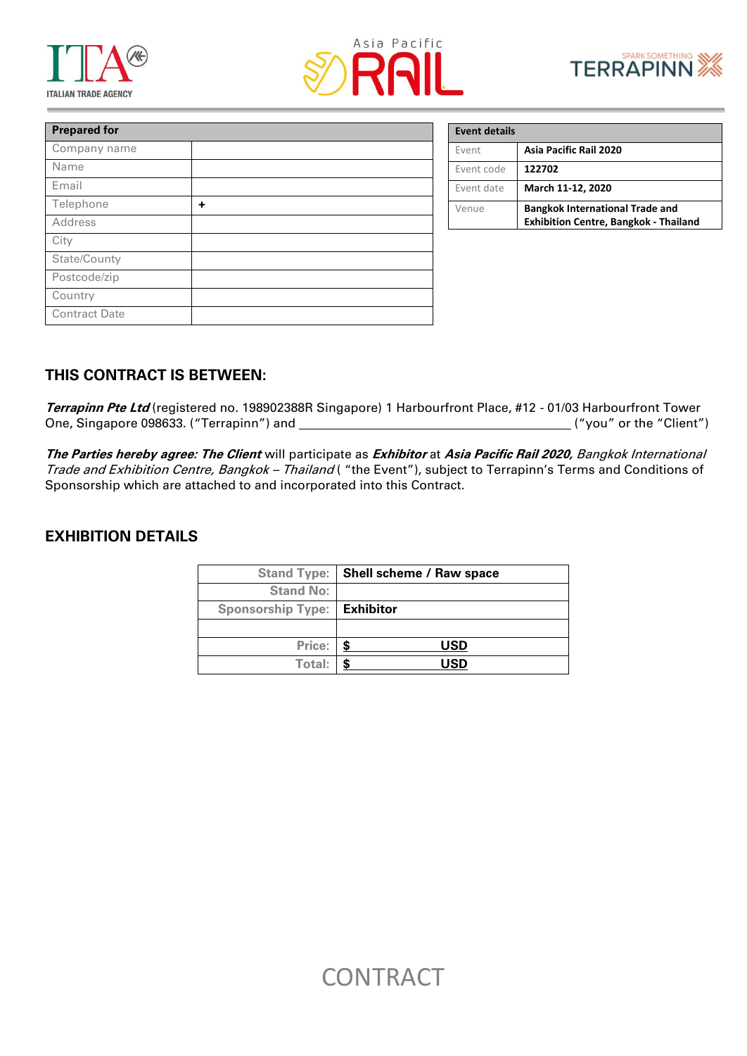| Prepared for | |
|---|---|
| Company name | |
| Name | |
| Email | |
| Telephone | + |
| Address | |
| City | |
| State/County | |
| Postcode/zip | |
| Country | |
| Contract Date | |

| Event details | |
|---|---|
| Event | **Asia Pacific Rail 2020** |
| Event code | **122702** |
| Event date | **March 11-12, 2020** |
| Venue | **Bangkok International Trade and Exhibition Centre, Bangkok - Thailand** |

## THIS CONTRACT IS BETWEEN:

***Terrapinn Pte Ltd*** (registered no. 198902388R Singapore) 1 Harbourfront Place, #12 - 01/03 Harbourfront Tower One, Singapore 098633. ("Terrapinn") and \_\_\_\_\_\_\_\_\_\_\_\_\_\_\_\_\_\_\_\_\_\_\_\_\_\_\_\_\_\_\_\_\_\_\_\_\_\_\_\_ ("you" or the "Client")

***The Parties hereby agree: The Client*** will participate as ***Exhibitor*** at ***Asia Pacific Rail 2020,*** *Bangkok International Trade and Exhibition Centre, Bangkok – Thailand* ( "the Event"), subject to Terrapinn's Terms and Conditions of Sponsorship which are attached to and incorporated into this Contract.

## EXHIBITION DETAILS

| | |
|---|---|
| Stand Type: | **Shell scheme / Raw space** |
| Stand No: | |
| Sponsorship Type: | **Exhibitor** |
| | |
| Price: | **$ \_\_\_\_\_\_\_\_\_\_\_\_ USD** |
| Total: | **$ \_\_\_\_\_\_\_\_\_\_\_\_ USD** |

CONTRACT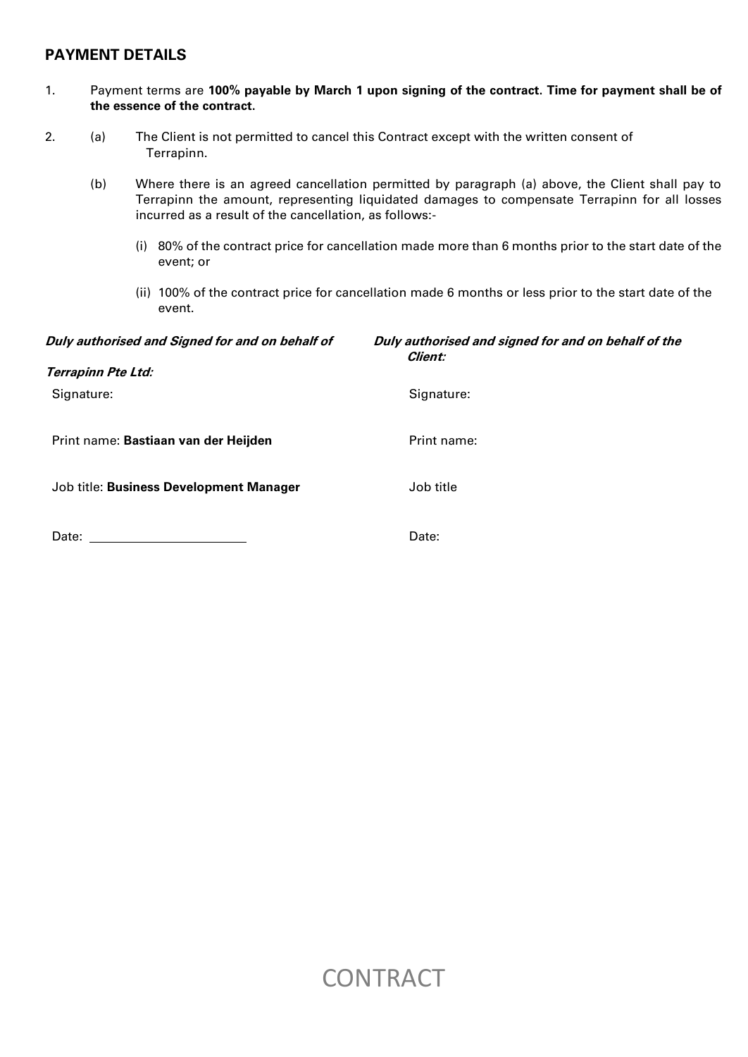## PAYMENT DETAILS

1. Payment terms are **100% payable by March 1 upon signing of the contract. Time for payment shall be of the essence of the contract.**

2. (a) The Client is not permitted to cancel this Contract except with the written consent of Terrapinn.

   (b) Where there is an agreed cancellation permitted by paragraph (a) above, the Client shall pay to Terrapinn the amount, representing liquidated damages to compensate Terrapinn for all losses incurred as a result of the cancellation, as follows:-

   (i) 80% of the contract price for cancellation made more than 6 months prior to the start date of the event; or

   (ii) 100% of the contract price for cancellation made 6 months or less prior to the start date of the event.

***Duly authorised and Signed for and on behalf of Terrapinn Pte Ltd:***

Signature:

Print name: **Bastiaan van der Heijden**

Job title: **Business Development Manager**

Date: ____________________

***Duly authorised and signed for and on behalf of the Client:***

Signature:

Print name:

Job title

Date:

CONTRACT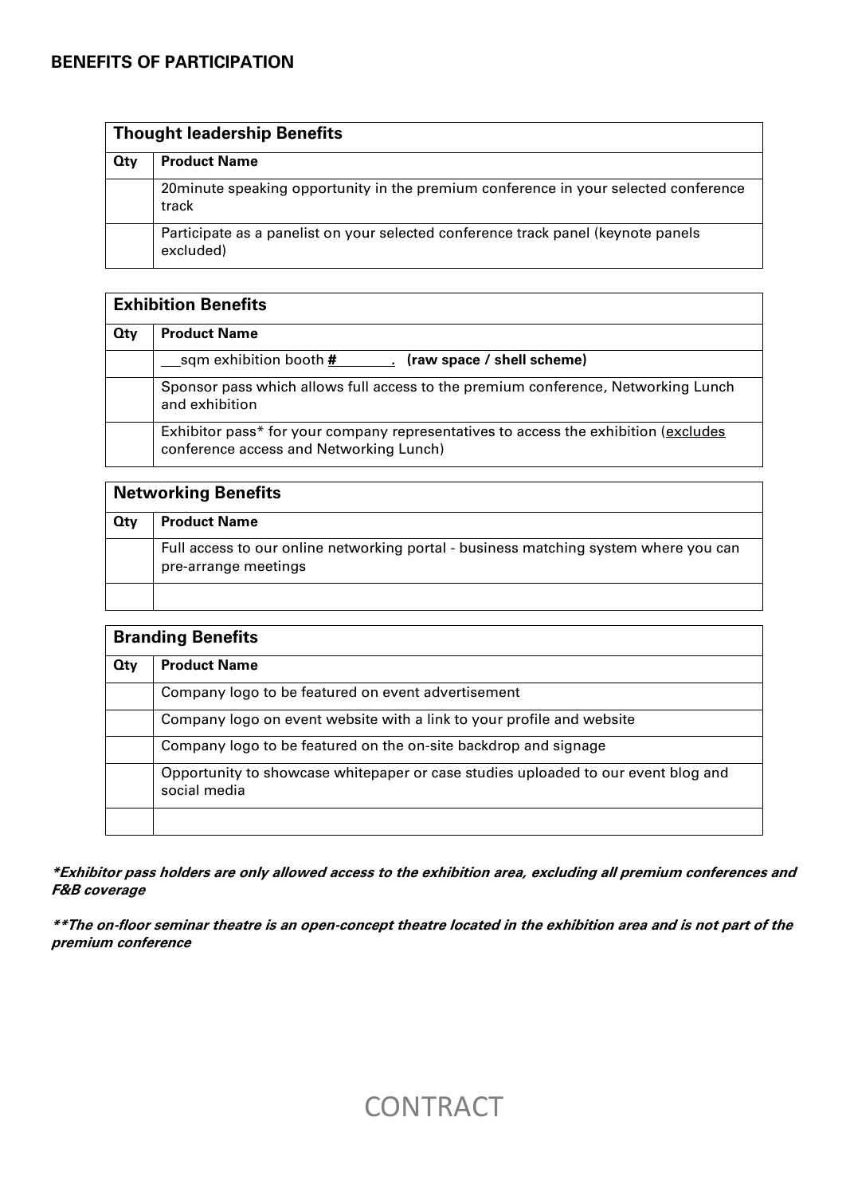## BENEFITS OF PARTICIPATION

| Thought leadership Benefits | |
|---|---|
| **Qty** | **Product Name** |
| | 20minute speaking opportunity in the premium conference in your selected conference track |
| | Participate as a panelist on your selected conference track panel (keynote panels excluded) |

| Exhibition Benefits | |
|---|---|
| **Qty** | **Product Name** |
| | ___sqm exhibition booth **#________.** **(raw space / shell scheme)** |
| | Sponsor pass which allows full access to the premium conference, Networking Lunch and exhibition |
| | Exhibitor pass* for your company representatives to access the exhibition (excludes conference access and Networking Lunch) |

| Networking Benefits | |
|---|---|
| **Qty** | **Product Name** |
| | Full access to our online networking portal - business matching system where you can pre-arrange meetings |
| | |

| Branding Benefits | |
|---|---|
| **Qty** | **Product Name** |
| | Company logo to be featured on event advertisement |
| | Company logo on event website with a link to your profile and website |
| | Company logo to be featured on the on-site backdrop and signage |
| | Opportunity to showcase whitepaper or case studies uploaded to our event blog and social media |
| | |

***Exhibitor pass holders are only allowed access to the exhibition area, excluding all premium conferences and F&B coverage***

*****The on-floor seminar theatre is an open-concept theatre located in the exhibition area and is not part of the premium conference***

CONTRACT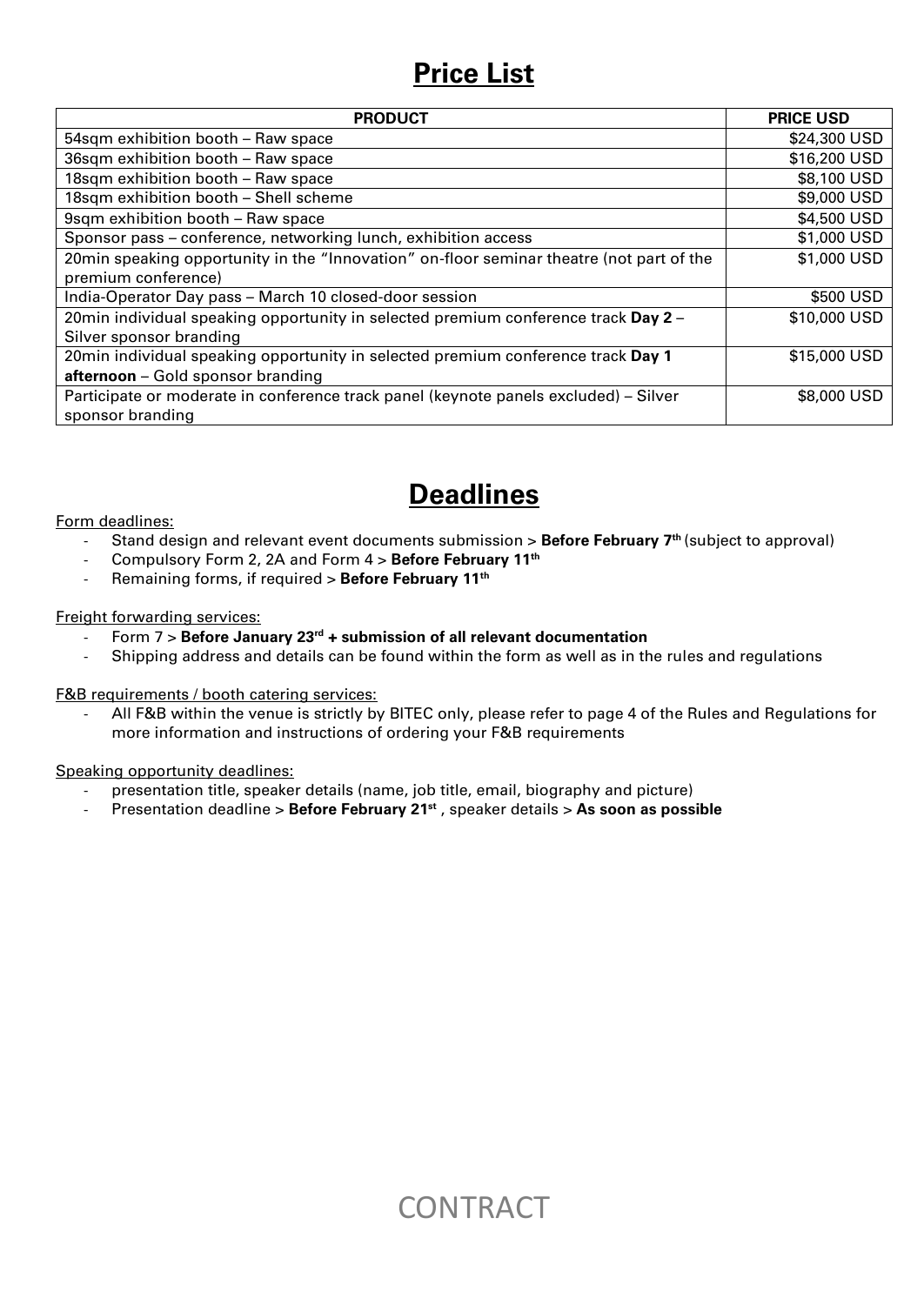# Price List

| PRODUCT | PRICE USD |
|---|---|
| 54sqm exhibition booth – Raw space | $24,300 USD |
| 36sqm exhibition booth – Raw space | $16,200 USD |
| 18sqm exhibition booth – Raw space | $8,100 USD |
| 18sqm exhibition booth – Shell scheme | $9,000 USD |
| 9sqm exhibition booth – Raw space | $4,500 USD |
| Sponsor pass – conference, networking lunch, exhibition access | $1,000 USD |
| 20min speaking opportunity in the "Innovation" on-floor seminar theatre (not part of the premium conference) | $1,000 USD |
| India-Operator Day pass – March 10 closed-door session | $500 USD |
| 20min individual speaking opportunity in selected premium conference track **Day 2** – Silver sponsor branding | $10,000 USD |
| 20min individual speaking opportunity in selected premium conference track **Day 1 afternoon** – Gold sponsor branding | $15,000 USD |
| Participate or moderate in conference track panel (keynote panels excluded) – Silver sponsor branding | $8,000 USD |

# Deadlines

Form deadlines:

- Stand design and relevant event documents submission > **Before February 7th** (subject to approval)
- Compulsory Form 2, 2A and Form 4 > **Before February 11th**
- Remaining forms, if required > **Before February 11th**

Freight forwarding services:

- Form 7 > **Before January 23rd + submission of all relevant documentation**
- Shipping address and details can be found within the form as well as in the rules and regulations

F&B requirements / booth catering services:

- All F&B within the venue is strictly by BITEC only, please refer to page 4 of the Rules and Regulations for more information and instructions of ordering your F&B requirements

Speaking opportunity deadlines:

- presentation title, speaker details (name, job title, email, biography and picture)
- Presentation deadline > **Before February 21st** , speaker details > **As soon as possible**

CONTRACT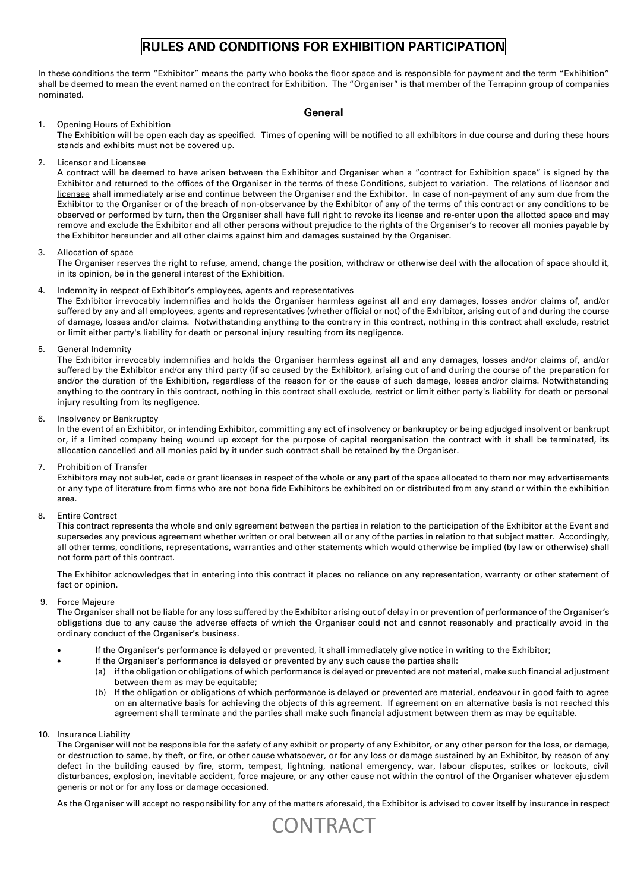# RULES AND CONDITIONS FOR EXHIBITION PARTICIPATION

In these conditions the term "Exhibitor" means the party who books the floor space and is responsible for payment and the term "Exhibition" shall be deemed to mean the event named on the contract for Exhibition. The "Organiser" is that member of the Terrapinn group of companies nominated.

## General

1. Opening Hours of Exhibition

   The Exhibition will be open each day as specified. Times of opening will be notified to all exhibitors in due course and during these hours stands and exhibits must not be covered up.

2. Licensor and Licensee

   A contract will be deemed to have arisen between the Exhibitor and Organiser when a "contract for Exhibition space" is signed by the Exhibitor and returned to the offices of the Organiser in the terms of these Conditions, subject to variation. The relations of licensor and licensee shall immediately arise and continue between the Organiser and the Exhibitor. In case of non-payment of any sum due from the Exhibitor to the Organiser or of the breach of non-observance by the Exhibitor of any of the terms of this contract or any conditions to be observed or performed by turn, then the Organiser shall have full right to revoke its license and re-enter upon the allotted space and may remove and exclude the Exhibitor and all other persons without prejudice to the rights of the Organiser's to recover all monies payable by the Exhibitor hereunder and all other claims against him and damages sustained by the Organiser.

3. Allocation of space

   The Organiser reserves the right to refuse, amend, change the position, withdraw or otherwise deal with the allocation of space should it, in its opinion, be in the general interest of the Exhibition.

4. Indemnity in respect of Exhibitor's employees, agents and representatives

   The Exhibitor irrevocably indemnifies and holds the Organiser harmless against all and any damages, losses and/or claims of, and/or suffered by any and all employees, agents and representatives (whether official or not) of the Exhibitor, arising out of and during the course of damage, losses and/or claims. Notwithstanding anything to the contrary in this contract, nothing in this contract shall exclude, restrict or limit either party's liability for death or personal injury resulting from its negligence.

5. General Indemnity

   The Exhibitor irrevocably indemnifies and holds the Organiser harmless against all and any damages, losses and/or claims of, and/or suffered by the Exhibitor and/or any third party (if so caused by the Exhibitor), arising out of and during the course of the preparation for and/or the duration of the Exhibition, regardless of the reason for or the cause of such damage, losses and/or claims. Notwithstanding anything to the contrary in this contract, nothing in this contract shall exclude, restrict or limit either party's liability for death or personal injury resulting from its negligence.

6. Insolvency or Bankruptcy

   In the event of an Exhibitor, or intending Exhibitor, committing any act of insolvency or bankruptcy or being adjudged insolvent or bankrupt or, if a limited company being wound up except for the purpose of capital reorganisation the contract with it shall be terminated, its allocation cancelled and all monies paid by it under such contract shall be retained by the Organiser.

7. Prohibition of Transfer

   Exhibitors may not sub-let, cede or grant licenses in respect of the whole or any part of the space allocated to them nor may advertisements or any type of literature from firms who are not bona fide Exhibitors be exhibited on or distributed from any stand or within the exhibition area.

8. Entire Contract

   This contract represents the whole and only agreement between the parties in relation to the participation of the Exhibitor at the Event and supersedes any previous agreement whether written or oral between all or any of the parties in relation to that subject matter. Accordingly, all other terms, conditions, representations, warranties and other statements which would otherwise be implied (by law or otherwise) shall not form part of this contract.

   The Exhibitor acknowledges that in entering into this contract it places no reliance on any representation, warranty or other statement of fact or opinion.

9. Force Majeure

   The Organiser shall not be liable for any loss suffered by the Exhibitor arising out of delay in or prevention of performance of the Organiser's obligations due to any cause the adverse effects of which the Organiser could not and cannot reasonably and practically avoid in the ordinary conduct of the Organiser's business.

   - If the Organiser's performance is delayed or prevented, it shall immediately give notice in writing to the Exhibitor;
   - If the Organiser's performance is delayed or prevented by any such cause the parties shall:
     (a) if the obligation or obligations of which performance is delayed or prevented are not material, make such financial adjustment between them as may be equitable;
     (b) If the obligation or obligations of which performance is delayed or prevented are material, endeavour in good faith to agree on an alternative basis for achieving the objects of this agreement. If agreement on an alternative basis is not reached this agreement shall terminate and the parties shall make such financial adjustment between them as may be equitable.

10. Insurance Liability

    The Organiser will not be responsible for the safety of any exhibit or property of any Exhibitor, or any other person for the loss, or damage, or destruction to same, by theft, or fire, or other cause whatsoever, or for any loss or damage sustained by an Exhibitor, by reason of any defect in the building caused by fire, storm, tempest, lightning, national emergency, war, labour disputes, strikes or lockouts, civil disturbances, explosion, inevitable accident, force majeure, or any other cause not within the control of the Organiser whatever ejusdem generis or not or for any loss or damage occasioned.

    As the Organiser will accept no responsibility for any of the matters aforesaid, the Exhibitor is advised to cover itself by insurance in respect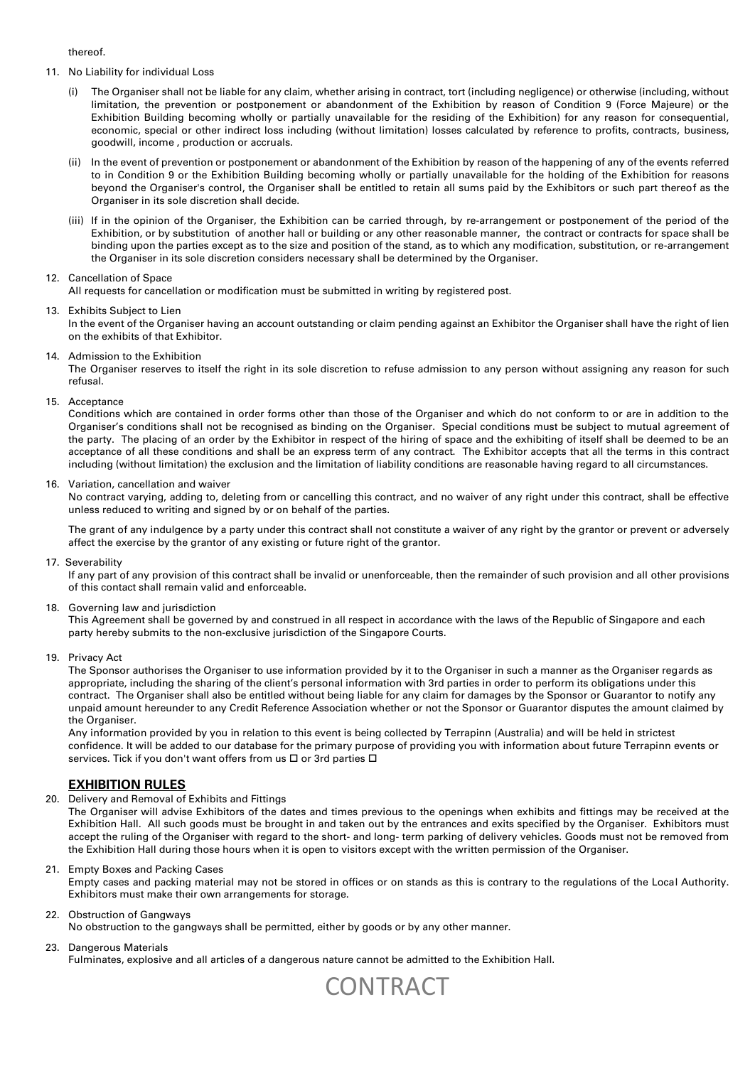thereof.

11. No Liability for individual Loss

    (i) The Organiser shall not be liable for any claim, whether arising in contract, tort (including negligence) or otherwise (including, without limitation, the prevention or postponement or abandonment of the Exhibition by reason of Condition 9 (Force Majeure) or the Exhibition Building becoming wholly or partially unavailable for the residing of the Exhibition) for any reason for consequential, economic, special or other indirect loss including (without limitation) losses calculated by reference to profits, contracts, business, goodwill, income , production or accruals.

    (ii) In the event of prevention or postponement or abandonment of the Exhibition by reason of the happening of any of the events referred to in Condition 9 or the Exhibition Building becoming wholly or partially unavailable for the holding of the Exhibition for reasons beyond the Organiser's control, the Organiser shall be entitled to retain all sums paid by the Exhibitors or such part thereof as the Organiser in its sole discretion shall decide.

    (iii) If in the opinion of the Organiser, the Exhibition can be carried through, by re-arrangement or postponement of the period of the Exhibition, or by substitution of another hall or building or any other reasonable manner, the contract or contracts for space shall be binding upon the parties except as to the size and position of the stand, as to which any modification, substitution, or re-arrangement the Organiser in its sole discretion considers necessary shall be determined by the Organiser.

12. Cancellation of Space
    All requests for cancellation or modification must be submitted in writing by registered post.

13. Exhibits Subject to Lien
    In the event of the Organiser having an account outstanding or claim pending against an Exhibitor the Organiser shall have the right of lien on the exhibits of that Exhibitor.

14. Admission to the Exhibition
    The Organiser reserves to itself the right in its sole discretion to refuse admission to any person without assigning any reason for such refusal.

15. Acceptance
    Conditions which are contained in order forms other than those of the Organiser and which do not conform to or are in addition to the Organiser's conditions shall not be recognised as binding on the Organiser. Special conditions must be subject to mutual agreement of the party. The placing of an order by the Exhibitor in respect of the hiring of space and the exhibiting of itself shall be deemed to be an acceptance of all these conditions and shall be an express term of any contract. The Exhibitor accepts that all the terms in this contract including (without limitation) the exclusion and the limitation of liability conditions are reasonable having regard to all circumstances.

16. Variation, cancellation and waiver
    No contract varying, adding to, deleting from or cancelling this contract, and no waiver of any right under this contract, shall be effective unless reduced to writing and signed by or on behalf of the parties.

    The grant of any indulgence by a party under this contract shall not constitute a waiver of any right by the grantor or prevent or adversely affect the exercise by the grantor of any existing or future right of the grantor.

17. Severability
    If any part of any provision of this contract shall be invalid or unenforceable, then the remainder of such provision and all other provisions of this contact shall remain valid and enforceable.

18. Governing law and jurisdiction
    This Agreement shall be governed by and construed in all respect in accordance with the laws of the Republic of Singapore and each party hereby submits to the non-exclusive jurisdiction of the Singapore Courts.

19. Privacy Act
    The Sponsor authorises the Organiser to use information provided by it to the Organiser in such a manner as the Organiser regards as appropriate, including the sharing of the client's personal information with 3rd parties in order to perform its obligations under this contract. The Organiser shall also be entitled without being liable for any claim for damages by the Sponsor or Guarantor to notify any unpaid amount hereunder to any Credit Reference Association whether or not the Sponsor or Guarantor disputes the amount claimed by the Organiser.
    Any information provided by you in relation to this event is being collected by Terrapinn (Australia) and will be held in strictest confidence. It will be added to our database for the primary purpose of providing you with information about future Terrapinn events or services. Tick if you don't want offers from us ☐ or 3rd parties ☐

## EXHIBITION RULES

20. Delivery and Removal of Exhibits and Fittings
    The Organiser will advise Exhibitors of the dates and times previous to the openings when exhibits and fittings may be received at the Exhibition Hall. All such goods must be brought in and taken out by the entrances and exits specified by the Organiser. Exhibitors must accept the ruling of the Organiser with regard to the short- and long- term parking of delivery vehicles. Goods must not be removed from the Exhibition Hall during those hours when it is open to visitors except with the written permission of the Organiser.

21. Empty Boxes and Packing Cases
    Empty cases and packing material may not be stored in offices or on stands as this is contrary to the regulations of the Local Authority. Exhibitors must make their own arrangements for storage.

22. Obstruction of Gangways
    No obstruction to the gangways shall be permitted, either by goods or by any other manner.

23. Dangerous Materials
    Fulminates, explosive and all articles of a dangerous nature cannot be admitted to the Exhibition Hall.

CONTRACT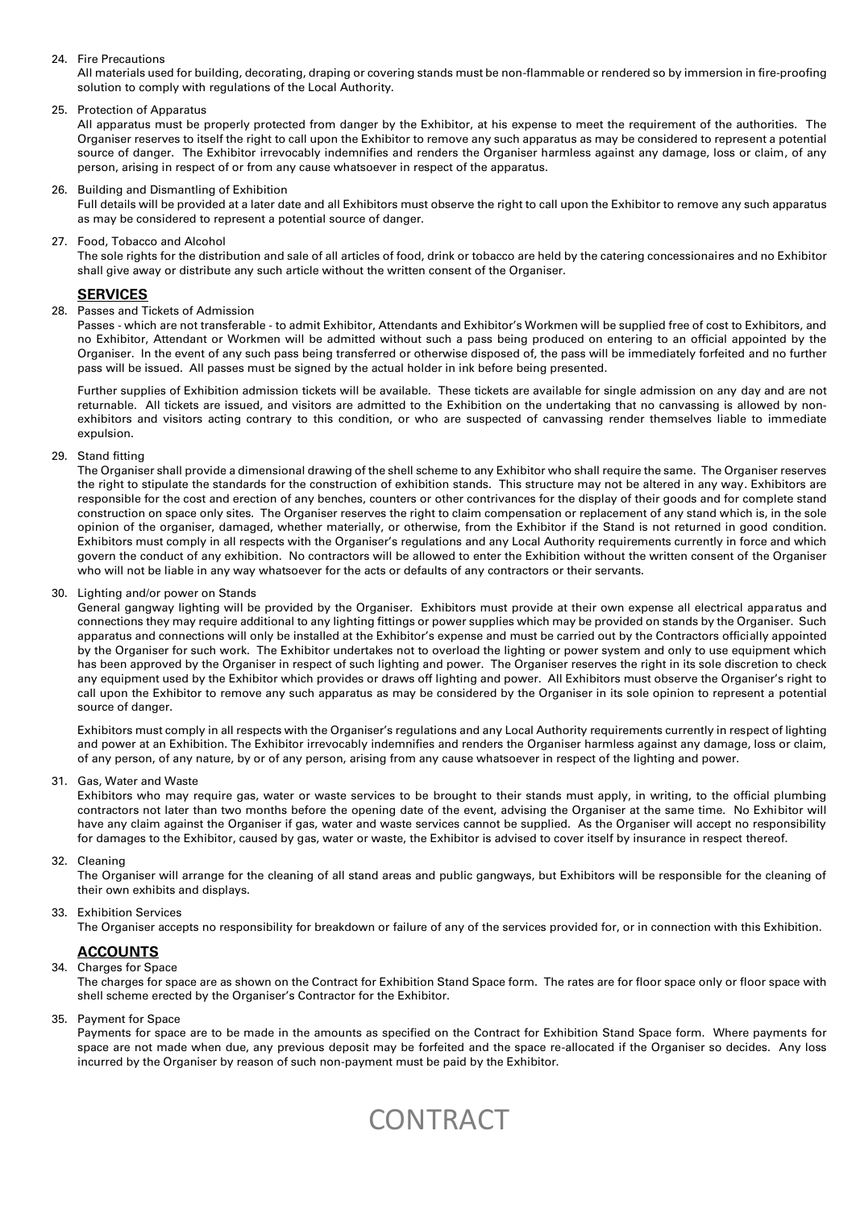24. Fire Precautions

All materials used for building, decorating, draping or covering stands must be non-flammable or rendered so by immersion in fire-proofing solution to comply with regulations of the Local Authority.

25. Protection of Apparatus

All apparatus must be properly protected from danger by the Exhibitor, at his expense to meet the requirement of the authorities. The Organiser reserves to itself the right to call upon the Exhibitor to remove any such apparatus as may be considered to represent a potential source of danger. The Exhibitor irrevocably indemnifies and renders the Organiser harmless against any damage, loss or claim, of any person, arising in respect of or from any cause whatsoever in respect of the apparatus.

26. Building and Dismantling of Exhibition

Full details will be provided at a later date and all Exhibitors must observe the right to call upon the Exhibitor to remove any such apparatus as may be considered to represent a potential source of danger.

27. Food, Tobacco and Alcohol

The sole rights for the distribution and sale of all articles of food, drink or tobacco are held by the catering concessionaires and no Exhibitor shall give away or distribute any such article without the written consent of the Organiser.

## SERVICES

28. Passes and Tickets of Admission

Passes - which are not transferable - to admit Exhibitor, Attendants and Exhibitor's Workmen will be supplied free of cost to Exhibitors, and no Exhibitor, Attendant or Workmen will be admitted without such a pass being produced on entering to an official appointed by the Organiser. In the event of any such pass being transferred or otherwise disposed of, the pass will be immediately forfeited and no further pass will be issued. All passes must be signed by the actual holder in ink before being presented.

Further supplies of Exhibition admission tickets will be available. These tickets are available for single admission on any day and are not returnable. All tickets are issued, and visitors are admitted to the Exhibition on the undertaking that no canvassing is allowed by non-exhibitors and visitors acting contrary to this condition, or who are suspected of canvassing render themselves liable to immediate expulsion.

29. Stand fitting

The Organiser shall provide a dimensional drawing of the shell scheme to any Exhibitor who shall require the same. The Organiser reserves the right to stipulate the standards for the construction of exhibition stands. This structure may not be altered in any way. Exhibitors are responsible for the cost and erection of any benches, counters or other contrivances for the display of their goods and for complete stand construction on space only sites. The Organiser reserves the right to claim compensation or replacement of any stand which is, in the sole opinion of the organiser, damaged, whether materially, or otherwise, from the Exhibitor if the Stand is not returned in good condition. Exhibitors must comply in all respects with the Organiser's regulations and any Local Authority requirements currently in force and which govern the conduct of any exhibition. No contractors will be allowed to enter the Exhibition without the written consent of the Organiser who will not be liable in any way whatsoever for the acts or defaults of any contractors or their servants.

30. Lighting and/or power on Stands

General gangway lighting will be provided by the Organiser. Exhibitors must provide at their own expense all electrical apparatus and connections they may require additional to any lighting fittings or power supplies which may be provided on stands by the Organiser. Such apparatus and connections will only be installed at the Exhibitor's expense and must be carried out by the Contractors officially appointed by the Organiser for such work. The Exhibitor undertakes not to overload the lighting or power system and only to use equipment which has been approved by the Organiser in respect of such lighting and power. The Organiser reserves the right in its sole discretion to check any equipment used by the Exhibitor which provides or draws off lighting and power. All Exhibitors must observe the Organiser's right to call upon the Exhibitor to remove any such apparatus as may be considered by the Organiser in its sole opinion to represent a potential source of danger.

Exhibitors must comply in all respects with the Organiser's regulations and any Local Authority requirements currently in respect of lighting and power at an Exhibition. The Exhibitor irrevocably indemnifies and renders the Organiser harmless against any damage, loss or claim, of any person, of any nature, by or of any person, arising from any cause whatsoever in respect of the lighting and power.

31. Gas, Water and Waste

Exhibitors who may require gas, water or waste services to be brought to their stands must apply, in writing, to the official plumbing contractors not later than two months before the opening date of the event, advising the Organiser at the same time. No Exhibitor will have any claim against the Organiser if gas, water and waste services cannot be supplied. As the Organiser will accept no responsibility for damages to the Exhibitor, caused by gas, water or waste, the Exhibitor is advised to cover itself by insurance in respect thereof.

32. Cleaning

The Organiser will arrange for the cleaning of all stand areas and public gangways, but Exhibitors will be responsible for the cleaning of their own exhibits and displays.

33. Exhibition Services

The Organiser accepts no responsibility for breakdown or failure of any of the services provided for, or in connection with this Exhibition.

## ACCOUNTS

34. Charges for Space

The charges for space are as shown on the Contract for Exhibition Stand Space form. The rates are for floor space only or floor space with shell scheme erected by the Organiser's Contractor for the Exhibitor.

35. Payment for Space

Payments for space are to be made in the amounts as specified on the Contract for Exhibition Stand Space form. Where payments for space are not made when due, any previous deposit may be forfeited and the space re-allocated if the Organiser so decides. Any loss incurred by the Organiser by reason of such non-payment must be paid by the Exhibitor.

CONTRACT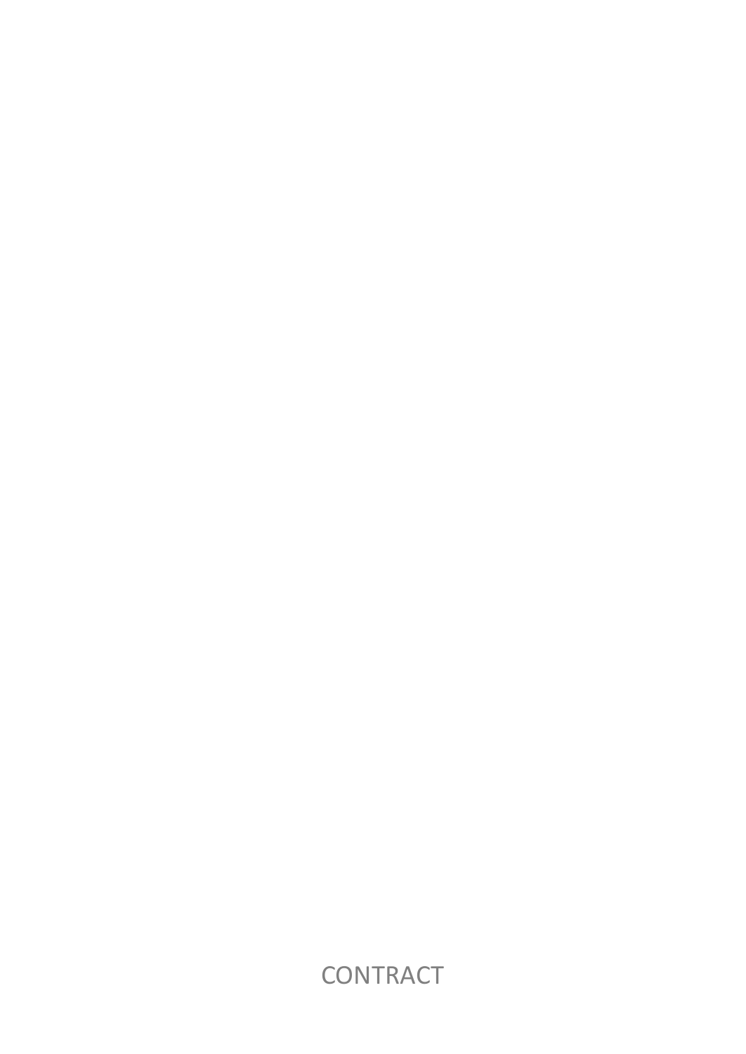CONTRACT